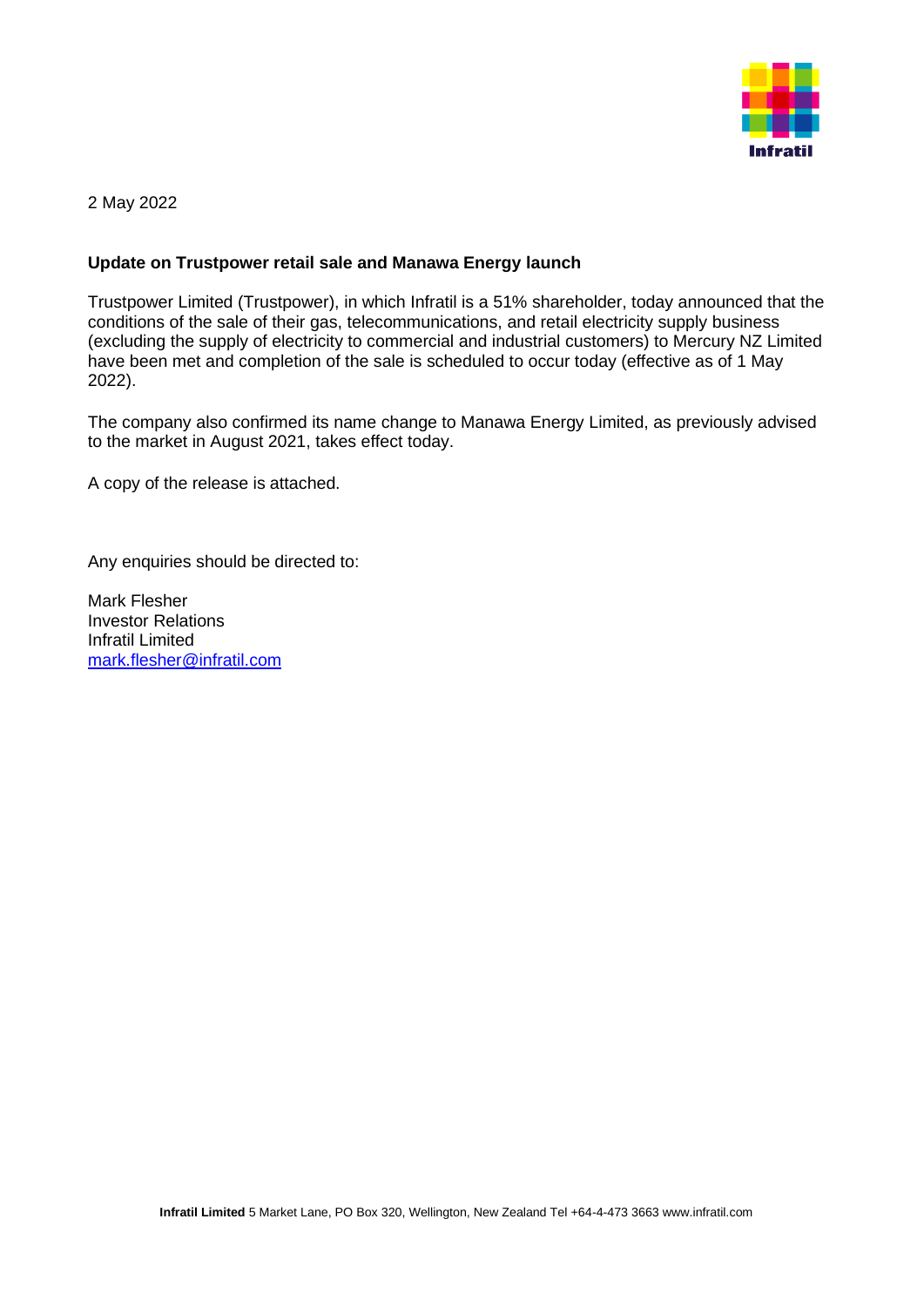2 May 2022

**Update on Trustpower retail sale and Manawa Energy launch**

Trustpower Limited (Trustpower), in which Infratil is a 51% shareholder, today announced that the conditions of the sale of their gas, telecommunications, and retail electricity supply business (excluding the supply of electricity to commercial and industrial customers) to Mercury NZ Limited have been met and completion of the sale is scheduled to occur today (effective as of 1 May 2022).

The company also confirmed its name change to Manawa Energy Limited, as previously advised to the market in August 2021, takes effect today.

A copy of the release is attached.

Any enquiries should be directed to:

Mark Flesher
Investor Relations
Infratil Limited
mark.flesher@infratil.com

**Infratil Limited** 5 Market Lane, PO Box 320, Wellington, New Zealand Tel +64-4-473 3663 www.infratil.com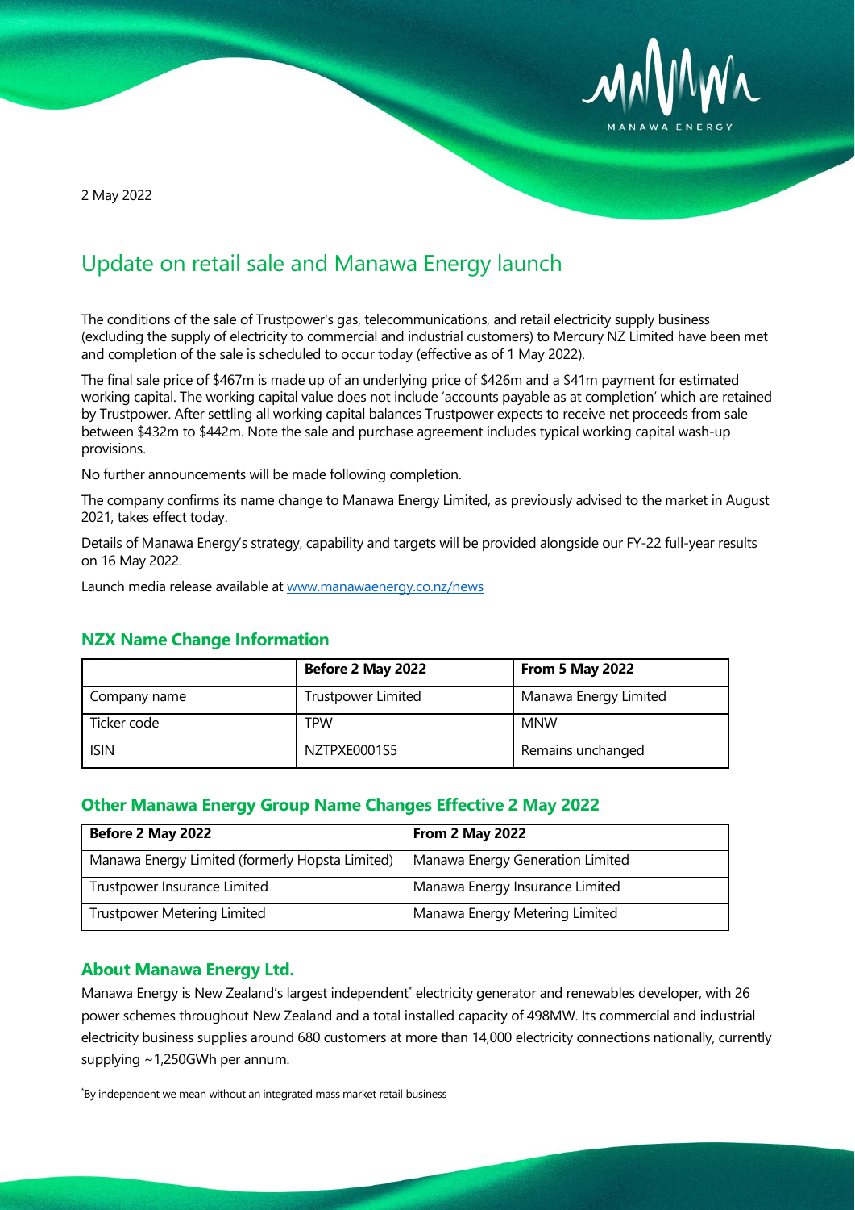2 May 2022

# Update on retail sale and Manawa Energy launch

The conditions of the sale of Trustpower's gas, telecommunications, and retail electricity supply business (excluding the supply of electricity to commercial and industrial customers) to Mercury NZ Limited have been met and completion of the sale is scheduled to occur today (effective as of 1 May 2022).

The final sale price of $467m is made up of an underlying price of $426m and a $41m payment for estimated working capital. The working capital value does not include 'accounts payable as at completion' which are retained by Trustpower. After settling all working capital balances Trustpower expects to receive net proceeds from sale between $432m to $442m. Note the sale and purchase agreement includes typical working capital wash-up provisions.

No further announcements will be made following completion.

The company confirms its name change to Manawa Energy Limited, as previously advised to the market in August 2021, takes effect today.

Details of Manawa Energy's strategy, capability and targets will be provided alongside our FY-22 full-year results on 16 May 2022.

Launch media release available at www.manawaenergy.co.nz/news

## NZX Name Change Information

| | Before 2 May 2022 | From 5 May 2022 |
|---|---|---|
| Company name | Trustpower Limited | Manawa Energy Limited |
| Ticker code | TPW | MNW |
| ISIN | NZTPXE0001S5 | Remains unchanged |

## Other Manawa Energy Group Name Changes Effective 2 May 2022

| Before 2 May 2022 | From 2 May 2022 |
|---|---|
| Manawa Energy Limited (formerly Hopsta Limited) | Manawa Energy Generation Limited |
| Trustpower Insurance Limited | Manawa Energy Insurance Limited |
| Trustpower Metering Limited | Manawa Energy Metering Limited |

## About Manawa Energy Ltd.

Manawa Energy is New Zealand's largest independent* electricity generator and renewables developer, with 26 power schemes throughout New Zealand and a total installed capacity of 498MW. Its commercial and industrial electricity business supplies around 680 customers at more than 14,000 electricity connections nationally, currently supplying ~1,250GWh per annum.

*By independent we mean without an integrated mass market retail business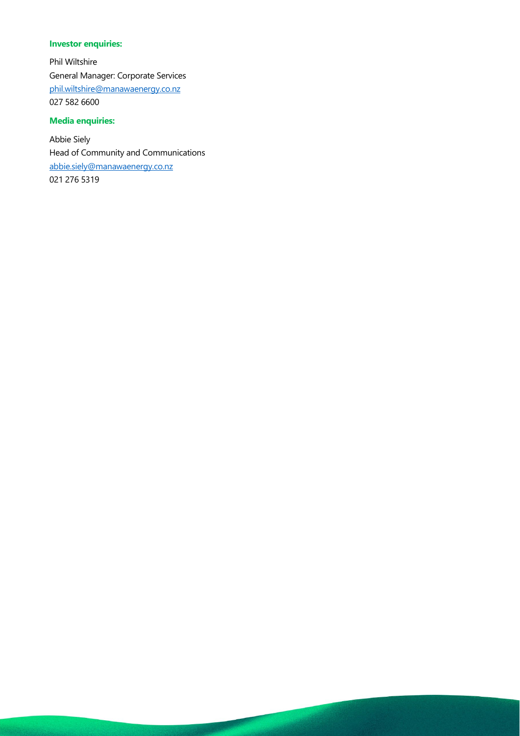**Investor enquiries:**

Phil Wiltshire
General Manager: Corporate Services
phil.wiltshire@manawaenergy.co.nz
027 582 6600

**Media enquiries:**

Abbie Siely
Head of Community and Communications
abbie.siely@manawaenergy.co.nz
021 276 5319